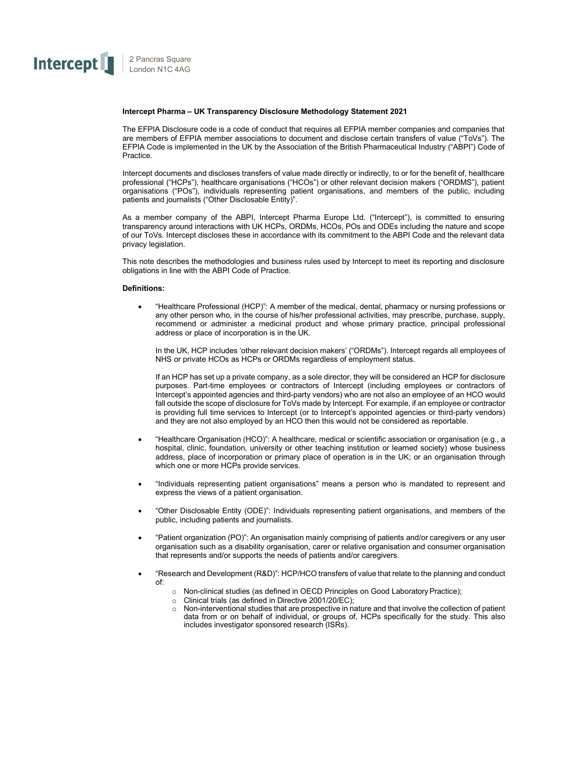Intercept

2 Pancras Square
London N1C 4AG

**Intercept Pharma – UK Transparency Disclosure Methodology Statement 2021**

The EFPIA Disclosure code is a code of conduct that requires all EFPIA member companies and companies that are members of EFPIA member associations to document and disclose certain transfers of value ("ToVs"). The EFPIA Code is implemented in the UK by the Association of the British Pharmaceutical Industry ("ABPI") Code of Practice.

Intercept documents and discloses transfers of value made directly or indirectly, to or for the benefit of, healthcare professional ("HCPs"), healthcare organisations ("HCOs") or other relevant decision makers ("ORDMS"), patient organisations ("POs"), individuals representing patient organisations, and members of the public, including patients and journalists ("Other Disclosable Entity)".

As a member company of the ABPI, Intercept Pharma Europe Ltd. ("Intercept"), is committed to ensuring transparency around interactions with UK HCPs, ORDMs, HCOs, POs and ODEs including the nature and scope of our ToVs. Intercept discloses these in accordance with its commitment to the ABPI Code and the relevant data privacy legislation.

This note describes the methodologies and business rules used by Intercept to meet its reporting and disclosure obligations in line with the ABPI Code of Practice.

**Definitions:**

- "Healthcare Professional (HCP)": A member of the medical, dental, pharmacy or nursing professions or any other person who, in the course of his/her professional activities, may prescribe, purchase, supply, recommend or administer a medicinal product and whose primary practice, principal professional address or place of incorporation is in the UK.

  In the UK, HCP includes 'other relevant decision makers' ("ORDMs"). Intercept regards all employees of NHS or private HCOs as HCPs or ORDMs regardless of employment status.

  If an HCP has set up a private company, as a sole director, they will be considered an HCP for disclosure purposes. Part-time employees or contractors of Intercept (including employees or contractors of Intercept's appointed agencies and third-party vendors) who are not also an employee of an HCO would fall outside the scope of disclosure for ToVs made by Intercept. For example, if an employee or contractor is providing full time services to Intercept (or to Intercept's appointed agencies or third-party vendors) and they are not also employed by an HCO then this would not be considered as reportable.

- "Healthcare Organisation (HCO)": A healthcare, medical or scientific association or organisation (e.g., a hospital, clinic, foundation, university or other teaching institution or learned society) whose business address, place of incorporation or primary place of operation is in the UK; or an organisation through which one or more HCPs provide services.

- "Individuals representing patient organisations" means a person who is mandated to represent and express the views of a patient organisation.

- "Other Disclosable Entity (ODE)": Individuals representing patient organisations, and members of the public, including patients and journalists.

- "Patient organization (PO)": An organisation mainly comprising of patients and/or caregivers or any user organisation such as a disability organisation, carer or relative organisation and consumer organisation that represents and/or supports the needs of patients and/or caregivers.

- "Research and Development (R&D)": HCP/HCO transfers of value that relate to the planning and conduct of:
  - Non-clinical studies (as defined in OECD Principles on Good Laboratory Practice);
  - Clinical trials (as defined in Directive 2001/20/EC);
  - Non-interventional studies that are prospective in nature and that involve the collection of patient data from or on behalf of individual, or groups of, HCPs specifically for the study. This also includes investigator sponsored research (ISRs).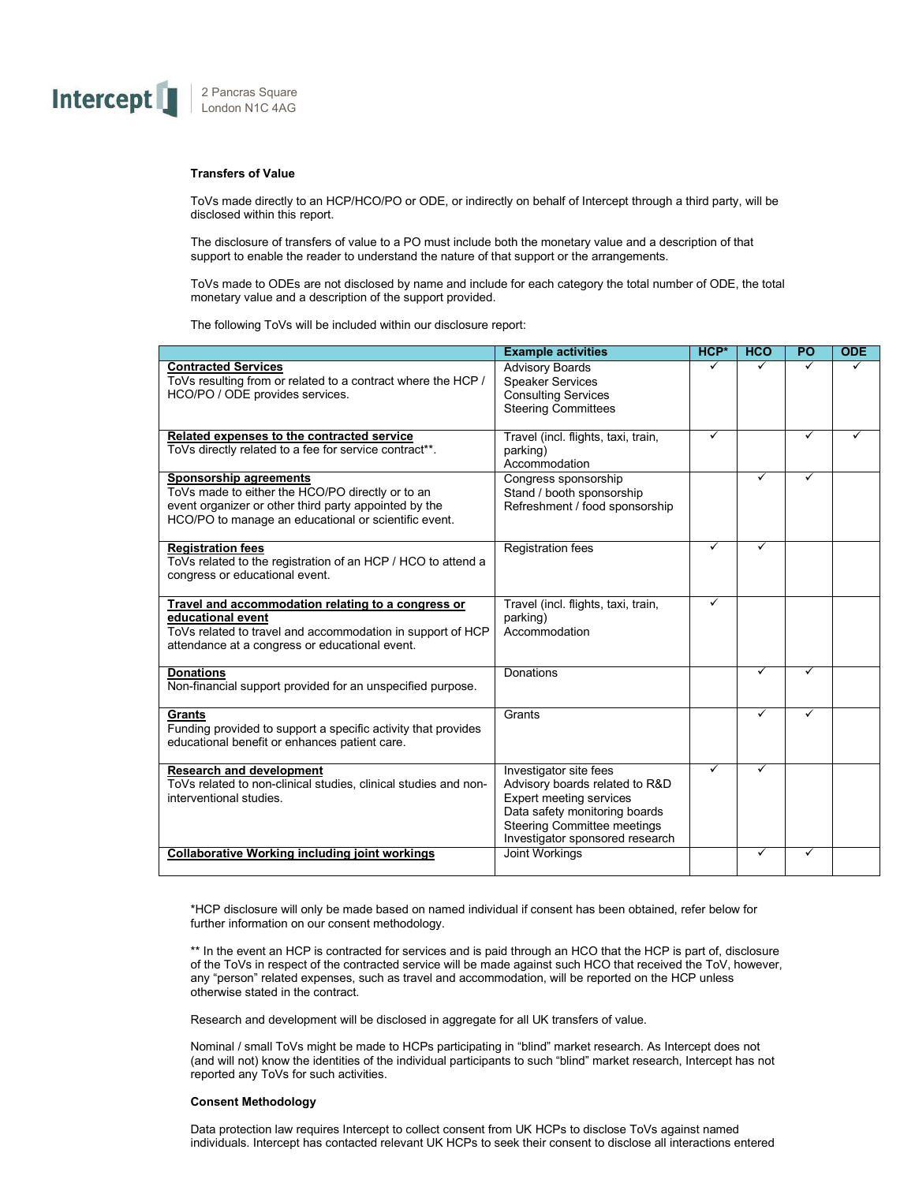Intercept | 2 Pancras Square London N1C 4AG

**Transfers of Value**

ToVs made directly to an HCP/HCO/PO or ODE, or indirectly on behalf of Intercept through a third party, will be disclosed within this report.

The disclosure of transfers of value to a PO must include both the monetary value and a description of that support to enable the reader to understand the nature of that support or the arrangements.

ToVs made to ODEs are not disclosed by name and include for each category the total number of ODE, the total monetary value and a description of the support provided.

The following ToVs will be included within our disclosure report:

| | Example activities | HCP* | HCO | PO | ODE |
|---|---|---|---|---|---|
| **Contracted Services**<br>ToVs resulting from or related to a contract where the HCP / HCO/PO / ODE provides services. | Advisory Boards<br>Speaker Services<br>Consulting Services<br>Steering Committees | ✓ | ✓ | ✓ | ✓ |
| **Related expenses to the contracted service**<br>ToVs directly related to a fee for service contract**. | Travel (incl. flights, taxi, train, parking)<br>Accommodation | ✓ | | ✓ | ✓ |
| **Sponsorship agreements**<br>ToVs made to either the HCO/PO directly or to an event organizer or other third party appointed by the HCO/PO to manage an educational or scientific event. | Congress sponsorship<br>Stand / booth sponsorship<br>Refreshment / food sponsorship | | ✓ | ✓ | |
| **Registration fees**<br>ToVs related to the registration of an HCP / HCO to attend a congress or educational event. | Registration fees | ✓ | ✓ | | |
| **Travel and accommodation relating to a congress or educational event**<br>ToVs related to travel and accommodation in support of HCP attendance at a congress or educational event. | Travel (incl. flights, taxi, train, parking)<br>Accommodation | ✓ | | | |
| **Donations**<br>Non-financial support provided for an unspecified purpose. | Donations | | ✓ | ✓ | |
| **Grants**<br>Funding provided to support a specific activity that provides educational benefit or enhances patient care. | Grants | | ✓ | ✓ | |
| **Research and development**<br>ToVs related to non-clinical studies, clinical studies and non-interventional studies. | Investigator site fees<br>Advisory boards related to R&D<br>Expert meeting services<br>Data safety monitoring boards<br>Steering Committee meetings<br>Investigator sponsored research | ✓ | ✓ | | |
| **Collaborative Working including joint workings** | Joint Workings | | ✓ | ✓ | |

*HCP disclosure will only be made based on named individual if consent has been obtained, refer below for further information on our consent methodology.

** In the event an HCP is contracted for services and is paid through an HCO that the HCP is part of, disclosure of the ToVs in respect of the contracted service will be made against such HCO that received the ToV, however, any "person" related expenses, such as travel and accommodation, will be reported on the HCP unless otherwise stated in the contract.

Research and development will be disclosed in aggregate for all UK transfers of value.

Nominal / small ToVs might be made to HCPs participating in "blind" market research. As Intercept does not (and will not) know the identities of the individual participants to such "blind" market research, Intercept has not reported any ToVs for such activities.

**Consent Methodology**

Data protection law requires Intercept to collect consent from UK HCPs to disclose ToVs against named individuals. Intercept has contacted relevant UK HCPs to seek their consent to disclose all interactions entered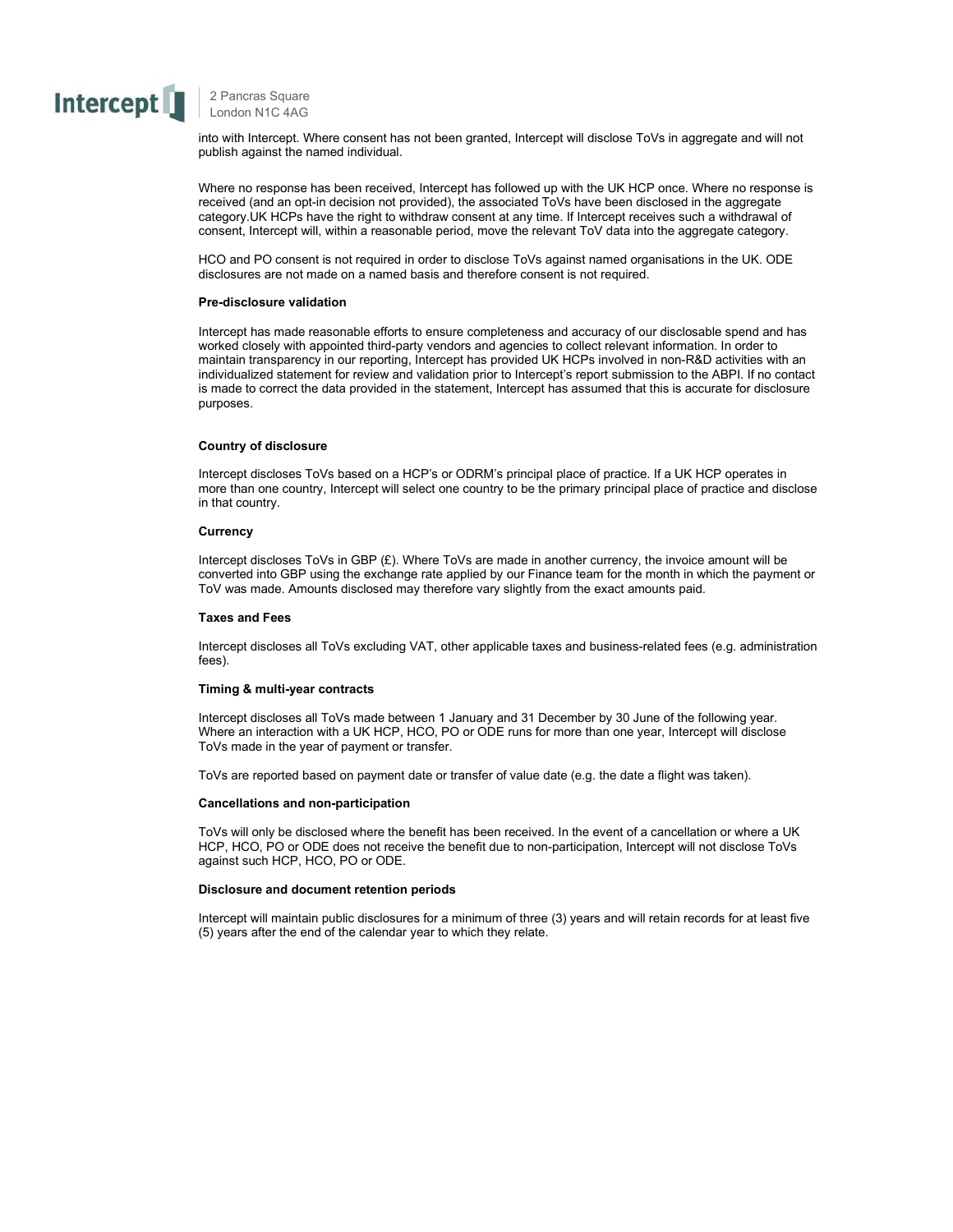into with Intercept. Where consent has not been granted, Intercept will disclose ToVs in aggregate and will not publish against the named individual.

Where no response has been received, Intercept has followed up with the UK HCP once. Where no response is received (and an opt-in decision not provided), the associated ToVs have been disclosed in the aggregate category.UK HCPs have the right to withdraw consent at any time. If Intercept receives such a withdrawal of consent, Intercept will, within a reasonable period, move the relevant ToV data into the aggregate category.

HCO and PO consent is not required in order to disclose ToVs against named organisations in the UK. ODE disclosures are not made on a named basis and therefore consent is not required.

**Pre-disclosure validation**

Intercept has made reasonable efforts to ensure completeness and accuracy of our disclosable spend and has worked closely with appointed third-party vendors and agencies to collect relevant information. In order to maintain transparency in our reporting, Intercept has provided UK HCPs involved in non-R&D activities with an individualized statement for review and validation prior to Intercept's report submission to the ABPI. If no contact is made to correct the data provided in the statement, Intercept has assumed that this is accurate for disclosure purposes.

**Country of disclosure**

Intercept discloses ToVs based on a HCP's or ODRM's principal place of practice. If a UK HCP operates in more than one country, Intercept will select one country to be the primary principal place of practice and disclose in that country.

**Currency**

Intercept discloses ToVs in GBP (£). Where ToVs are made in another currency, the invoice amount will be converted into GBP using the exchange rate applied by our Finance team for the month in which the payment or ToV was made. Amounts disclosed may therefore vary slightly from the exact amounts paid.

**Taxes and Fees**

Intercept discloses all ToVs excluding VAT, other applicable taxes and business-related fees (e.g. administration fees).

**Timing & multi-year contracts**

Intercept discloses all ToVs made between 1 January and 31 December by 30 June of the following year. Where an interaction with a UK HCP, HCO, PO or ODE runs for more than one year, Intercept will disclose ToVs made in the year of payment or transfer.

ToVs are reported based on payment date or transfer of value date (e.g. the date a flight was taken).

**Cancellations and non-participation**

ToVs will only be disclosed where the benefit has been received. In the event of a cancellation or where a UK HCP, HCO, PO or ODE does not receive the benefit due to non-participation, Intercept will not disclose ToVs against such HCP, HCO, PO or ODE.

**Disclosure and document retention periods**

Intercept will maintain public disclosures for a minimum of three (3) years and will retain records for at least five (5) years after the end of the calendar year to which they relate.